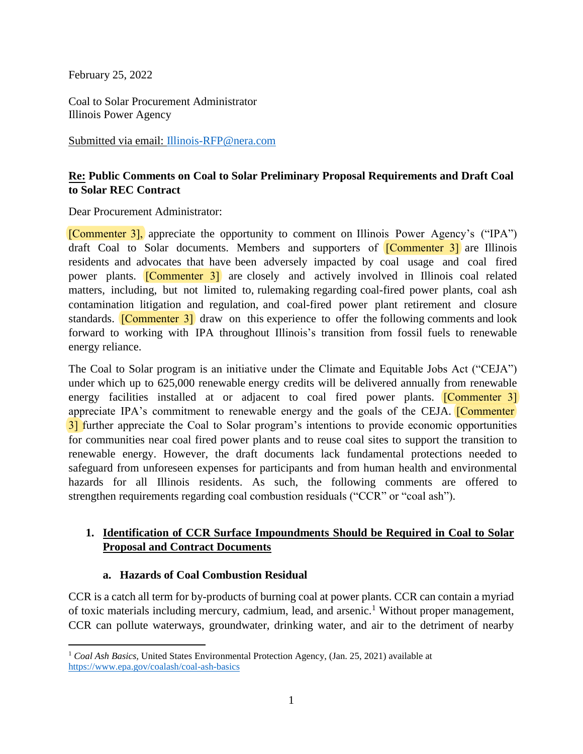February 25, 2022

Coal to Solar Procurement Administrator
Illinois Power Agency

Submitted via email: Illinois-RFP@nera.com

**Re: Public Comments on Coal to Solar Preliminary Proposal Requirements and Draft Coal to Solar REC Contract**

Dear Procurement Administrator:

[Commenter 3], appreciate the opportunity to comment on Illinois Power Agency's ("IPA") draft Coal to Solar documents. Members and supporters of [Commenter 3] are Illinois residents and advocates that have been adversely impacted by coal usage and coal fired power plants. [Commenter 3] are closely and actively involved in Illinois coal related matters, including, but not limited to, rulemaking regarding coal-fired power plants, coal ash contamination litigation and regulation, and coal-fired power plant retirement and closure standards. [Commenter 3] draw on this experience to offer the following comments and look forward to working with IPA throughout Illinois's transition from fossil fuels to renewable energy reliance.

The Coal to Solar program is an initiative under the Climate and Equitable Jobs Act ("CEJA") under which up to 625,000 renewable energy credits will be delivered annually from renewable energy facilities installed at or adjacent to coal fired power plants. [Commenter 3] appreciate IPA's commitment to renewable energy and the goals of the CEJA. [Commenter 3] further appreciate the Coal to Solar program's intentions to provide economic opportunities for communities near coal fired power plants and to reuse coal sites to support the transition to renewable energy. However, the draft documents lack fundamental protections needed to safeguard from unforeseen expenses for participants and from human health and environmental hazards for all Illinois residents. As such, the following comments are offered to strengthen requirements regarding coal combustion residuals ("CCR" or "coal ash").

## 1. Identification of CCR Surface Impoundments Should be Required in Coal to Solar Proposal and Contract Documents

### a. Hazards of Coal Combustion Residual

CCR is a catch all term for by-products of burning coal at power plants. CCR can contain a myriad of toxic materials including mercury, cadmium, lead, and arsenic.[1] Without proper management, CCR can pollute waterways, groundwater, drinking water, and air to the detriment of nearby

[1] *Coal Ash Basics*, United States Environmental Protection Agency, (Jan. 25, 2021) available at https://www.epa.gov/coalash/coal-ash-basics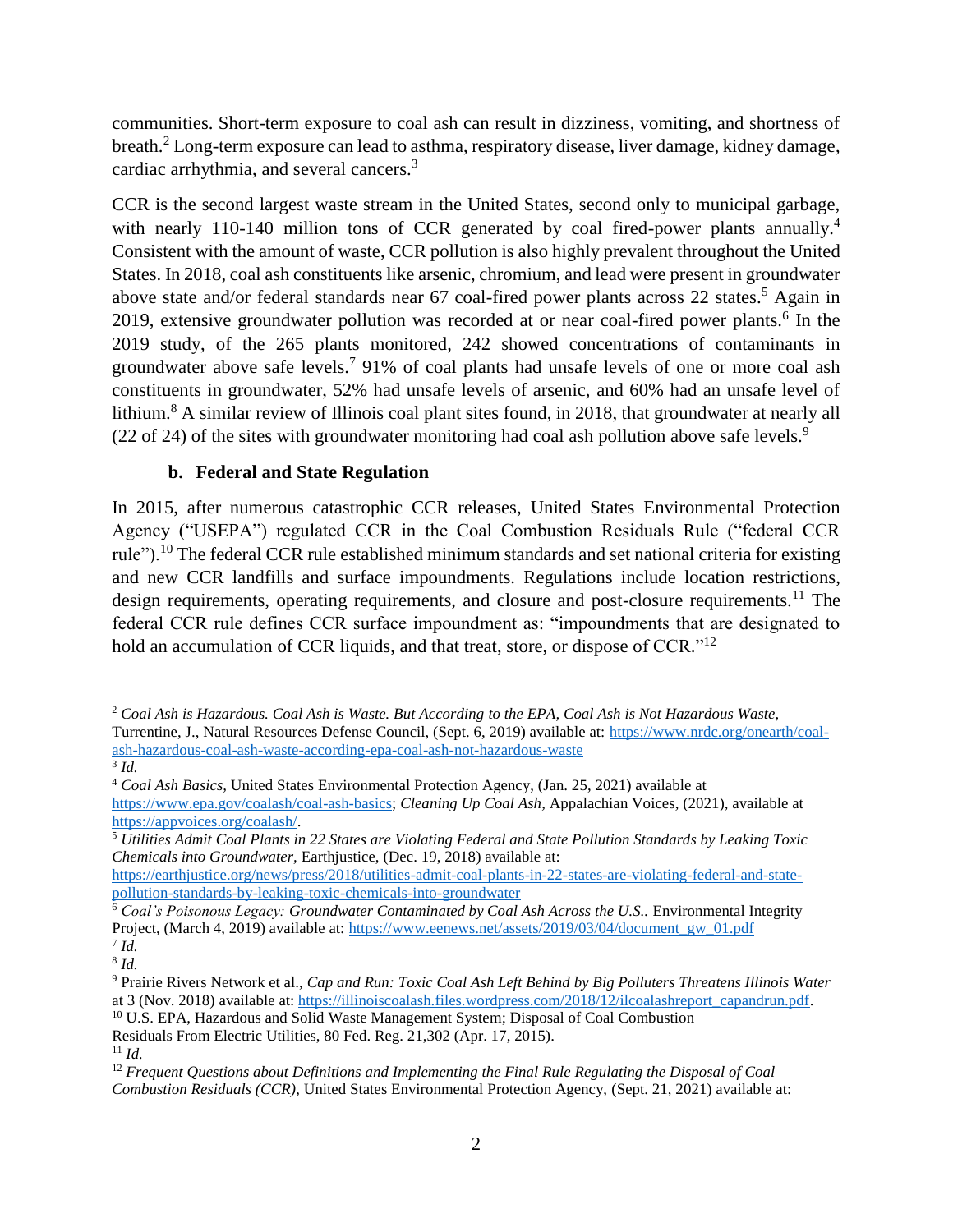communities. Short-term exposure to coal ash can result in dizziness, vomiting, and shortness of breath.[2] Long-term exposure can lead to asthma, respiratory disease, liver damage, kidney damage, cardiac arrhythmia, and several cancers.[3]

CCR is the second largest waste stream in the United States, second only to municipal garbage, with nearly 110-140 million tons of CCR generated by coal fired-power plants annually.[4] Consistent with the amount of waste, CCR pollution is also highly prevalent throughout the United States. In 2018, coal ash constituents like arsenic, chromium, and lead were present in groundwater above state and/or federal standards near 67 coal-fired power plants across 22 states.[5] Again in 2019, extensive groundwater pollution was recorded at or near coal-fired power plants.[6] In the 2019 study, of the 265 plants monitored, 242 showed concentrations of contaminants in groundwater above safe levels.[7] 91% of coal plants had unsafe levels of one or more coal ash constituents in groundwater, 52% had unsafe levels of arsenic, and 60% had an unsafe level of lithium.[8] A similar review of Illinois coal plant sites found, in 2018, that groundwater at nearly all (22 of 24) of the sites with groundwater monitoring had coal ash pollution above safe levels.[9]

### b. Federal and State Regulation

In 2015, after numerous catastrophic CCR releases, United States Environmental Protection Agency ("USEPA") regulated CCR in the Coal Combustion Residuals Rule ("federal CCR rule").[10] The federal CCR rule established minimum standards and set national criteria for existing and new CCR landfills and surface impoundments. Regulations include location restrictions, design requirements, operating requirements, and closure and post-closure requirements.[11] The federal CCR rule defines CCR surface impoundment as: "impoundments that are designated to hold an accumulation of CCR liquids, and that treat, store, or dispose of CCR."[12]

---

[2] *Coal Ash is Hazardous. Coal Ash is Waste. But According to the EPA, Coal Ash is Not Hazardous Waste,* Turrentine, J., Natural Resources Defense Council, (Sept. 6, 2019) available at: https://www.nrdc.org/onearth/coal-ash-hazardous-coal-ash-waste-according-epa-coal-ash-not-hazardous-waste

[3] *Id.*

[4] *Coal Ash Basics,* United States Environmental Protection Agency, (Jan. 25, 2021) available at https://www.epa.gov/coalash/coal-ash-basics; *Cleaning Up Coal Ash,* Appalachian Voices, (2021), available at https://appvoices.org/coalash/.

[5] *Utilities Admit Coal Plants in 22 States are Violating Federal and State Pollution Standards by Leaking Toxic Chemicals into Groundwater,* Earthjustice, (Dec. 19, 2018) available at: https://earthjustice.org/news/press/2018/utilities-admit-coal-plants-in-22-states-are-violating-federal-and-state-pollution-standards-by-leaking-toxic-chemicals-into-groundwater

[6] *Coal's Poisonous Legacy: Groundwater Contaminated by Coal Ash Across the U.S..* Environmental Integrity Project, (March 4, 2019) available at: https://www.eenews.net/assets/2019/03/04/document_gw_01.pdf

[7] *Id.*

[8] *Id.*

[9] Prairie Rivers Network et al., *Cap and Run: Toxic Coal Ash Left Behind by Big Polluters Threatens Illinois Water* at 3 (Nov. 2018) available at: https://illinoiscoalash.files.wordpress.com/2018/12/ilcoalashreport_capandrun.pdf.

[10] U.S. EPA, Hazardous and Solid Waste Management System; Disposal of Coal Combustion Residuals From Electric Utilities, 80 Fed. Reg. 21,302 (Apr. 17, 2015).

[11] *Id.*

[12] *Frequent Questions about Definitions and Implementing the Final Rule Regulating the Disposal of Coal Combustion Residuals (CCR),* United States Environmental Protection Agency, (Sept. 21, 2021) available at: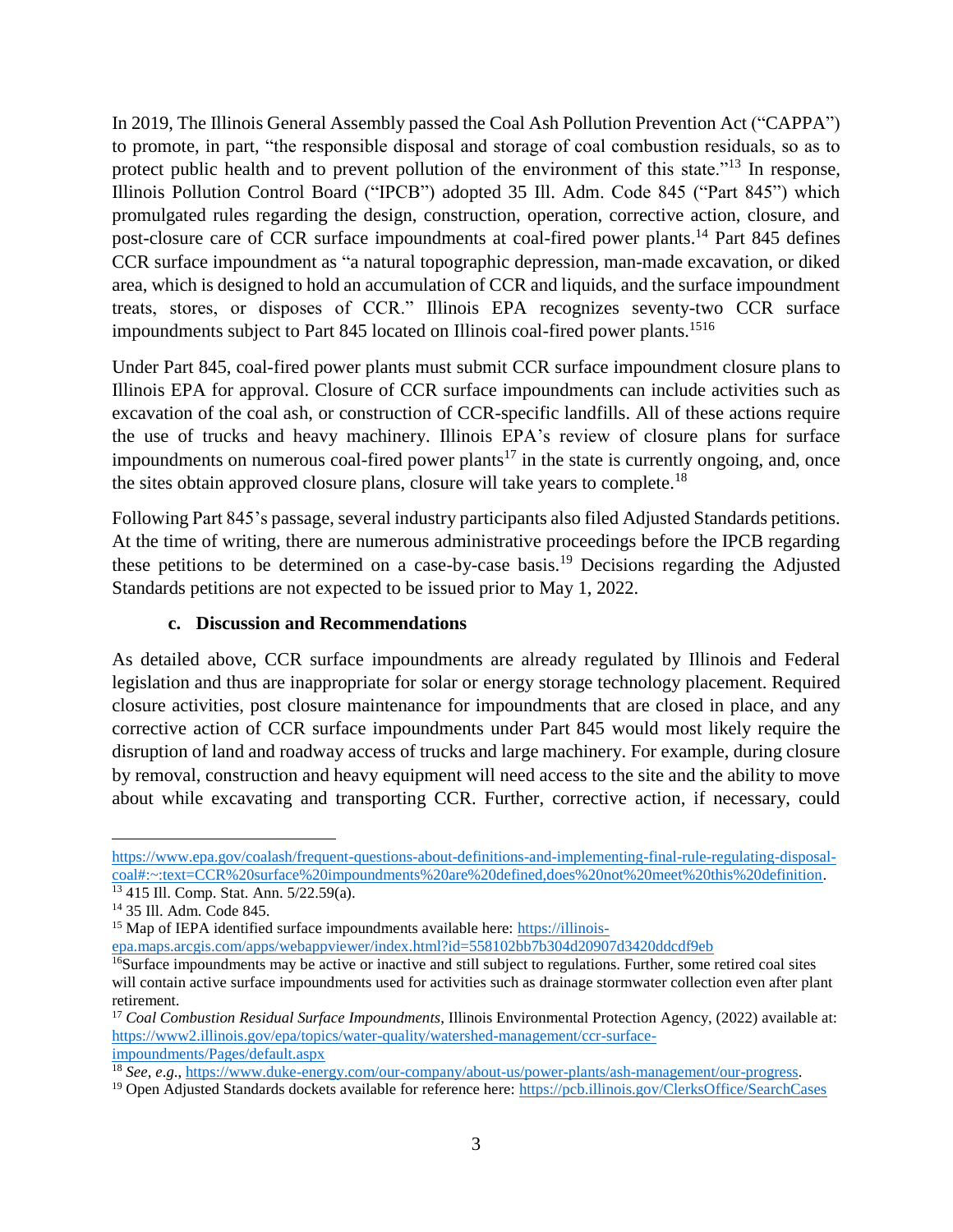In 2019, The Illinois General Assembly passed the Coal Ash Pollution Prevention Act ("CAPPA") to promote, in part, "the responsible disposal and storage of coal combustion residuals, so as to protect public health and to prevent pollution of the environment of this state."[13] In response, Illinois Pollution Control Board ("IPCB") adopted 35 Ill. Adm. Code 845 ("Part 845") which promulgated rules regarding the design, construction, operation, corrective action, closure, and post-closure care of CCR surface impoundments at coal-fired power plants.[14] Part 845 defines CCR surface impoundment as "a natural topographic depression, man-made excavation, or diked area, which is designed to hold an accumulation of CCR and liquids, and the surface impoundment treats, stores, or disposes of CCR." Illinois EPA recognizes seventy-two CCR surface impoundments subject to Part 845 located on Illinois coal-fired power plants.[15][16]

Under Part 845, coal-fired power plants must submit CCR surface impoundment closure plans to Illinois EPA for approval. Closure of CCR surface impoundments can include activities such as excavation of the coal ash, or construction of CCR-specific landfills. All of these actions require the use of trucks and heavy machinery. Illinois EPA's review of closure plans for surface impoundments on numerous coal-fired power plants[17] in the state is currently ongoing, and, once the sites obtain approved closure plans, closure will take years to complete.[18]

Following Part 845's passage, several industry participants also filed Adjusted Standards petitions. At the time of writing, there are numerous administrative proceedings before the IPCB regarding these petitions to be determined on a case-by-case basis.[19] Decisions regarding the Adjusted Standards petitions are not expected to be issued prior to May 1, 2022.

### c. Discussion and Recommendations

As detailed above, CCR surface impoundments are already regulated by Illinois and Federal legislation and thus are inappropriate for solar or energy storage technology placement. Required closure activities, post closure maintenance for impoundments that are closed in place, and any corrective action of CCR surface impoundments under Part 845 would most likely require the disruption of land and roadway access of trucks and large machinery. For example, during closure by removal, construction and heavy equipment will need access to the site and the ability to move about while excavating and transporting CCR. Further, corrective action, if necessary, could

---

https://www.epa.gov/coalash/frequent-questions-about-definitions-and-implementing-final-rule-regulating-disposal-coal#:~:text=CCR%20surface%20impoundments%20are%20defined,does%20not%20meet%20this%20definition.

[13] 415 Ill. Comp. Stat. Ann. 5/22.59(a).

[14] 35 Ill. Adm. Code 845.

[15] Map of IEPA identified surface impoundments available here: https://illinois-epa.maps.arcgis.com/apps/webappviewer/index.html?id=558102bb7b304d20907d3420ddcdf9eb

[16] Surface impoundments may be active or inactive and still subject to regulations. Further, some retired coal sites will contain active surface impoundments used for activities such as drainage stormwater collection even after plant retirement.

[17] *Coal Combustion Residual Surface Impoundments*, Illinois Environmental Protection Agency, (2022) available at: https://www2.illinois.gov/epa/topics/water-quality/watershed-management/ccr-surface-impoundments/Pages/default.aspx

[18] *See*, *e.g.*, https://www.duke-energy.com/our-company/about-us/power-plants/ash-management/our-progress.

[19] Open Adjusted Standards dockets available for reference here: https://pcb.illinois.gov/ClerksOffice/SearchCases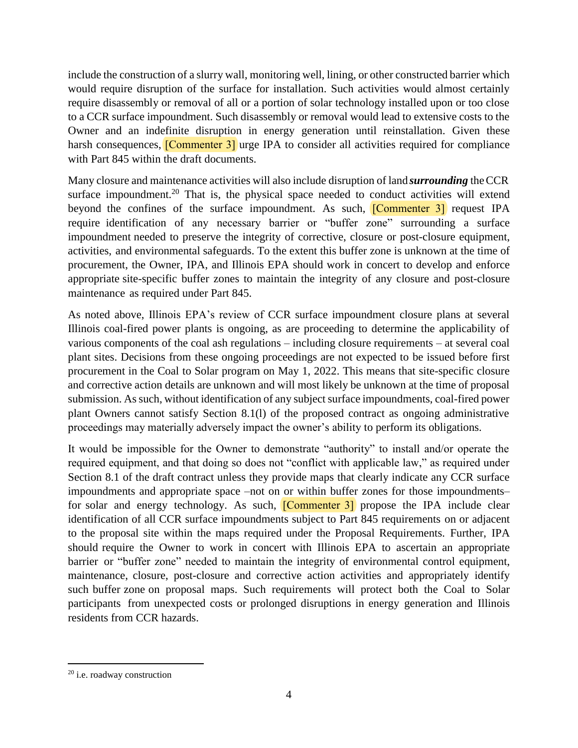include the construction of a slurry wall, monitoring well, lining, or other constructed barrier which would require disruption of the surface for installation. Such activities would almost certainly require disassembly or removal of all or a portion of solar technology installed upon or too close to a CCR surface impoundment. Such disassembly or removal would lead to extensive costs to the Owner and an indefinite disruption in energy generation until reinstallation. Given these harsh consequences, [Commenter 3] urge IPA to consider all activities required for compliance with Part 845 within the draft documents.

Many closure and maintenance activities will also include disruption of land ***surrounding*** the CCR surface impoundment.[20] That is, the physical space needed to conduct activities will extend beyond the confines of the surface impoundment. As such, [Commenter 3] request IPA require identification of any necessary barrier or "buffer zone" surrounding a surface impoundment needed to preserve the integrity of corrective, closure or post-closure equipment, activities, and environmental safeguards. To the extent this buffer zone is unknown at the time of procurement, the Owner, IPA, and Illinois EPA should work in concert to develop and enforce appropriate site-specific buffer zones to maintain the integrity of any closure and post-closure maintenance as required under Part 845.

As noted above, Illinois EPA's review of CCR surface impoundment closure plans at several Illinois coal-fired power plants is ongoing, as are proceeding to determine the applicability of various components of the coal ash regulations – including closure requirements – at several coal plant sites. Decisions from these ongoing proceedings are not expected to be issued before first procurement in the Coal to Solar program on May 1, 2022. This means that site-specific closure and corrective action details are unknown and will most likely be unknown at the time of proposal submission. As such, without identification of any subject surface impoundments, coal-fired power plant Owners cannot satisfy Section 8.1(l) of the proposed contract as ongoing administrative proceedings may materially adversely impact the owner's ability to perform its obligations.

It would be impossible for the Owner to demonstrate "authority" to install and/or operate the required equipment, and that doing so does not "conflict with applicable law," as required under Section 8.1 of the draft contract unless they provide maps that clearly indicate any CCR surface impoundments and appropriate space –not on or within buffer zones for those impoundments– for solar and energy technology. As such, [Commenter 3] propose the IPA include clear identification of all CCR surface impoundments subject to Part 845 requirements on or adjacent to the proposal site within the maps required under the Proposal Requirements. Further, IPA should require the Owner to work in concert with Illinois EPA to ascertain an appropriate barrier or "buffer zone" needed to maintain the integrity of environmental control equipment, maintenance, closure, post-closure and corrective action activities and appropriately identify such buffer zone on proposal maps. Such requirements will protect both the Coal to Solar participants from unexpected costs or prolonged disruptions in energy generation and Illinois residents from CCR hazards.

[20] i.e. roadway construction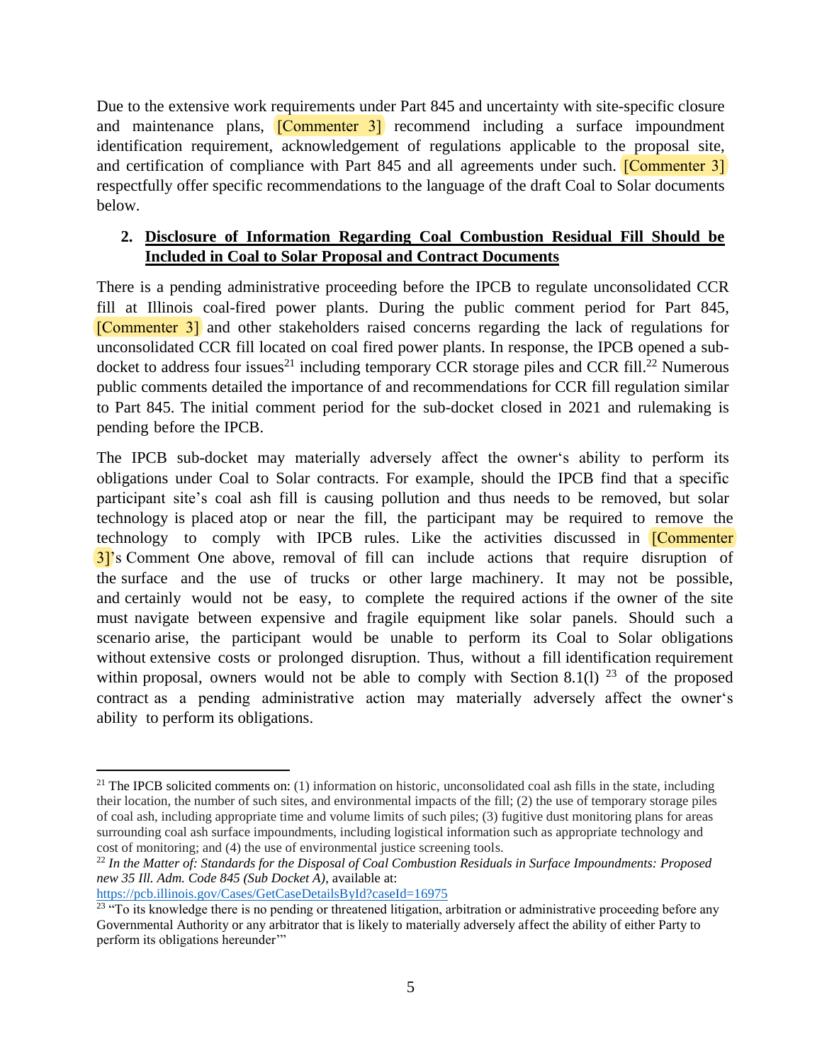Due to the extensive work requirements under Part 845 and uncertainty with site-specific closure and maintenance plans, [Commenter 3] recommend including a surface impoundment identification requirement, acknowledgement of regulations applicable to the proposal site, and certification of compliance with Part 845 and all agreements under such. [Commenter 3] respectfully offer specific recommendations to the language of the draft Coal to Solar documents below.

2. **Disclosure of Information Regarding Coal Combustion Residual Fill Should be Included in Coal to Solar Proposal and Contract Documents**

There is a pending administrative proceeding before the IPCB to regulate unconsolidated CCR fill at Illinois coal-fired power plants. During the public comment period for Part 845, [Commenter 3] and other stakeholders raised concerns regarding the lack of regulations for unconsolidated CCR fill located on coal fired power plants. In response, the IPCB opened a sub-docket to address four issues[21] including temporary CCR storage piles and CCR fill.[22] Numerous public comments detailed the importance of and recommendations for CCR fill regulation similar to Part 845. The initial comment period for the sub-docket closed in 2021 and rulemaking is pending before the IPCB.

The IPCB sub-docket may materially adversely affect the owner's ability to perform its obligations under Coal to Solar contracts. For example, should the IPCB find that a specific participant site's coal ash fill is causing pollution and thus needs to be removed, but solar technology is placed atop or near the fill, the participant may be required to remove the technology to comply with IPCB rules. Like the activities discussed in [Commenter 3]'s Comment One above, removal of fill can include actions that require disruption of the surface and the use of trucks or other large machinery. It may not be possible, and certainly would not be easy, to complete the required actions if the owner of the site must navigate between expensive and fragile equipment like solar panels. Should such a scenario arise, the participant would be unable to perform its Coal to Solar obligations without extensive costs or prolonged disruption. Thus, without a fill identification requirement within proposal, owners would not be able to comply with Section 8.1(l) [23] of the proposed contract as a pending administrative action may materially adversely affect the owner's ability to perform its obligations.

---

[21] The IPCB solicited comments on: (1) information on historic, unconsolidated coal ash fills in the state, including their location, the number of such sites, and environmental impacts of the fill; (2) the use of temporary storage piles of coal ash, including appropriate time and volume limits of such piles; (3) fugitive dust monitoring plans for areas surrounding coal ash surface impoundments, including logistical information such as appropriate technology and cost of monitoring; and (4) the use of environmental justice screening tools.

[22] *In the Matter of: Standards for the Disposal of Coal Combustion Residuals in Surface Impoundments: Proposed new 35 Ill. Adm. Code 845 (Sub Docket A)*, available at: https://pcb.illinois.gov/Cases/GetCaseDetailsById?caseId=16975

[23] "To its knowledge there is no pending or threatened litigation, arbitration or administrative proceeding before any Governmental Authority or any arbitrator that is likely to materially adversely affect the ability of either Party to perform its obligations hereunder'"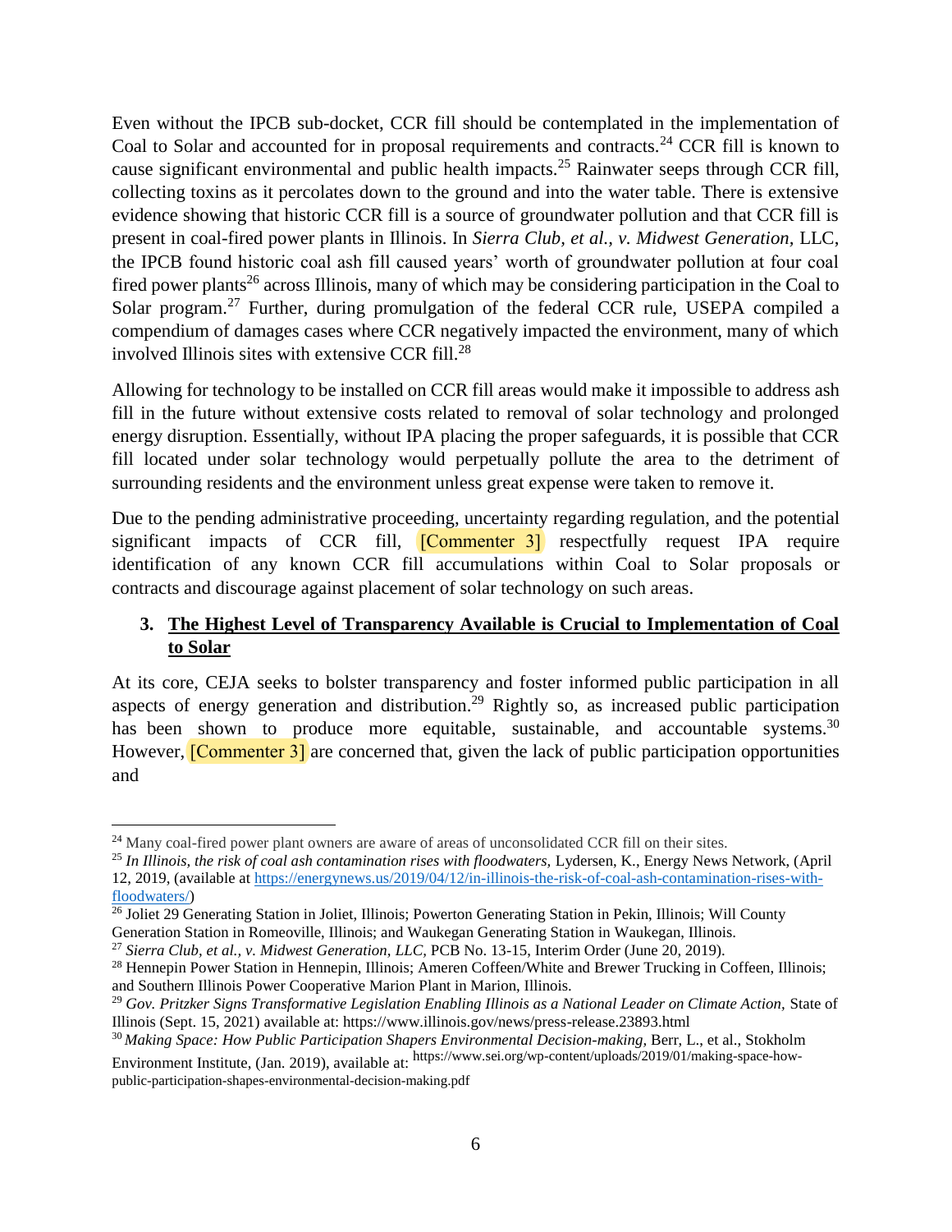Even without the IPCB sub-docket, CCR fill should be contemplated in the implementation of Coal to Solar and accounted for in proposal requirements and contracts.[24] CCR fill is known to cause significant environmental and public health impacts.[25] Rainwater seeps through CCR fill, collecting toxins as it percolates down to the ground and into the water table. There is extensive evidence showing that historic CCR fill is a source of groundwater pollution and that CCR fill is present in coal-fired power plants in Illinois. In *Sierra Club, et al., v. Midwest Generation*, LLC, the IPCB found historic coal ash fill caused years' worth of groundwater pollution at four coal fired power plants[26] across Illinois, many of which may be considering participation in the Coal to Solar program.[27] Further, during promulgation of the federal CCR rule, USEPA compiled a compendium of damages cases where CCR negatively impacted the environment, many of which involved Illinois sites with extensive CCR fill.[28]

Allowing for technology to be installed on CCR fill areas would make it impossible to address ash fill in the future without extensive costs related to removal of solar technology and prolonged energy disruption. Essentially, without IPA placing the proper safeguards, it is possible that CCR fill located under solar technology would perpetually pollute the area to the detriment of surrounding residents and the environment unless great expense were taken to remove it.

Due to the pending administrative proceeding, uncertainty regarding regulation, and the potential significant impacts of CCR fill, [Commenter 3] respectfully request IPA require identification of any known CCR fill accumulations within Coal to Solar proposals or contracts and discourage against placement of solar technology on such areas.

### 3. <u>The Highest Level of Transparency Available is Crucial to Implementation of Coal to Solar</u>

At its core, CEJA seeks to bolster transparency and foster informed public participation in all aspects of energy generation and distribution.[29] Rightly so, as increased public participation has been shown to produce more equitable, sustainable, and accountable systems.[30] However, [Commenter 3] are concerned that, given the lack of public participation opportunities and

---

[24] Many coal-fired power plant owners are aware of areas of unconsolidated CCR fill on their sites.

[25] *In Illinois, the risk of coal ash contamination rises with floodwaters,* Lydersen, K., Energy News Network, (April 12, 2019, (available at https://energynews.us/2019/04/12/in-illinois-the-risk-of-coal-ash-contamination-rises-with-floodwaters/)

[26] Joliet 29 Generating Station in Joliet, Illinois; Powerton Generating Station in Pekin, Illinois; Will County Generation Station in Romeoville, Illinois; and Waukegan Generating Station in Waukegan, Illinois.

[27] *Sierra Club, et al., v. Midwest Generation, LLC,* PCB No. 13-15, Interim Order (June 20, 2019).

[28] Hennepin Power Station in Hennepin, Illinois; Ameren Coffeen/White and Brewer Trucking in Coffeen, Illinois; and Southern Illinois Power Cooperative Marion Plant in Marion, Illinois.

[29] *Gov. Pritzker Signs Transformative Legislation Enabling Illinois as a National Leader on Climate Action,* State of Illinois (Sept. 15, 2021) available at: https://www.illinois.gov/news/press-release.23893.html

[30] *Making Space: How Public Participation Shapers Environmental Decision-making,* Berr, L., et al., Stokholm Environment Institute, (Jan. 2019), available at: https://www.sei.org/wp-content/uploads/2019/01/making-space-how-public-participation-shapes-environmental-decision-making.pdf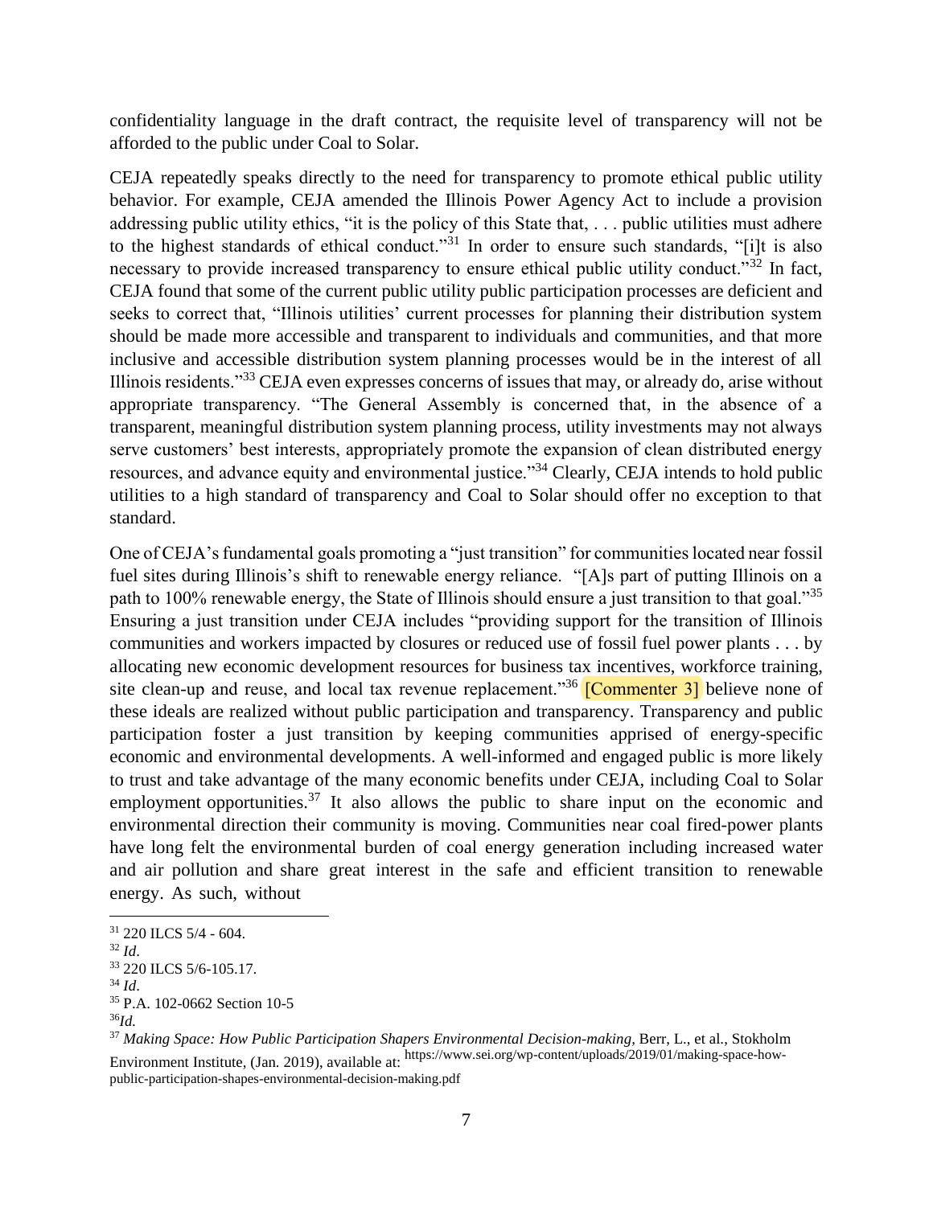confidentiality language in the draft contract, the requisite level of transparency will not be afforded to the public under Coal to Solar.

CEJA repeatedly speaks directly to the need for transparency to promote ethical public utility behavior. For example, CEJA amended the Illinois Power Agency Act to include a provision addressing public utility ethics, "it is the policy of this State that, . . . public utilities must adhere to the highest standards of ethical conduct."[31] In order to ensure such standards, "[i]t is also necessary to provide increased transparency to ensure ethical public utility conduct."[32] In fact, CEJA found that some of the current public utility public participation processes are deficient and seeks to correct that, "Illinois utilities' current processes for planning their distribution system should be made more accessible and transparent to individuals and communities, and that more inclusive and accessible distribution system planning processes would be in the interest of all Illinois residents."[33] CEJA even expresses concerns of issues that may, or already do, arise without appropriate transparency. "The General Assembly is concerned that, in the absence of a transparent, meaningful distribution system planning process, utility investments may not always serve customers' best interests, appropriately promote the expansion of clean distributed energy resources, and advance equity and environmental justice."[34] Clearly, CEJA intends to hold public utilities to a high standard of transparency and Coal to Solar should offer no exception to that standard.

One of CEJA's fundamental goals promoting a "just transition" for communities located near fossil fuel sites during Illinois's shift to renewable energy reliance. "[A]s part of putting Illinois on a path to 100% renewable energy, the State of Illinois should ensure a just transition to that goal."[35] Ensuring a just transition under CEJA includes "providing support for the transition of Illinois communities and workers impacted by closures or reduced use of fossil fuel power plants . . . by allocating new economic development resources for business tax incentives, workforce training, site clean-up and reuse, and local tax revenue replacement."[36] [Commenter 3] believe none of these ideals are realized without public participation and transparency. Transparency and public participation foster a just transition by keeping communities apprised of energy-specific economic and environmental developments. A well-informed and engaged public is more likely to trust and take advantage of the many economic benefits under CEJA, including Coal to Solar employment opportunities.[37] It also allows the public to share input on the economic and environmental direction their community is moving. Communities near coal fired-power plants have long felt the environmental burden of coal energy generation including increased water and air pollution and share great interest in the safe and efficient transition to renewable energy. As such, without

---

[31] 220 ILCS 5/4 - 604.

[32] *Id*.

[33] 220 ILCS 5/6-105.17.

[34] *Id*.

[35] P.A. 102-0662 Section 10-5

[36] *Id.*

[37] *Making Space: How Public Participation Shapers Environmental Decision-making,* Berr, L., et al., Stokholm Environment Institute, (Jan. 2019), available at: https://www.sei.org/wp-content/uploads/2019/01/making-space-how-public-participation-shapes-environmental-decision-making.pdf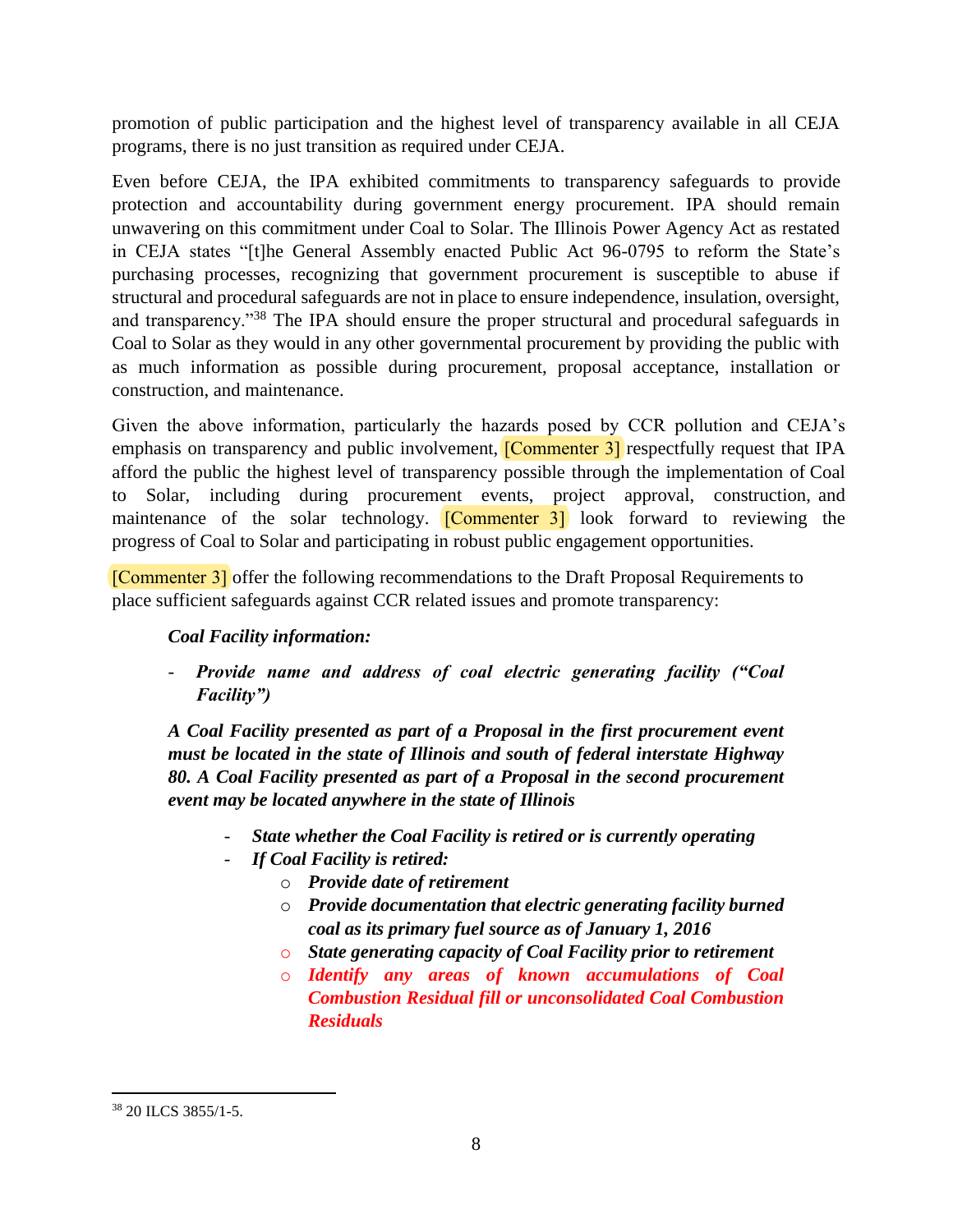promotion of public participation and the highest level of transparency available in all CEJA programs, there is no just transition as required under CEJA.

Even before CEJA, the IPA exhibited commitments to transparency safeguards to provide protection and accountability during government energy procurement. IPA should remain unwavering on this commitment under Coal to Solar. The Illinois Power Agency Act as restated in CEJA states "[t]he General Assembly enacted Public Act 96-0795 to reform the State's purchasing processes, recognizing that government procurement is susceptible to abuse if structural and procedural safeguards are not in place to ensure independence, insulation, oversight, and transparency."[38] The IPA should ensure the proper structural and procedural safeguards in Coal to Solar as they would in any other governmental procurement by providing the public with as much information as possible during procurement, proposal acceptance, installation or construction, and maintenance.

Given the above information, particularly the hazards posed by CCR pollution and CEJA's emphasis on transparency and public involvement, [Commenter 3] respectfully request that IPA afford the public the highest level of transparency possible through the implementation of Coal to Solar, including during procurement events, project approval, construction, and maintenance of the solar technology. [Commenter 3] look forward to reviewing the progress of Coal to Solar and participating in robust public engagement opportunities.

[Commenter 3] offer the following recommendations to the Draft Proposal Requirements to place sufficient safeguards against CCR related issues and promote transparency:

***Coal Facility information:***

- ***Provide name and address of coal electric generating facility ("Coal Facility")***

***A Coal Facility presented as part of a Proposal in the first procurement event must be located in the state of Illinois and south of federal interstate Highway 80. A Coal Facility presented as part of a Proposal in the second procurement event may be located anywhere in the state of Illinois***

  - ***State whether the Coal Facility is retired or is currently operating***
  - ***If Coal Facility is retired:***
    - ***Provide date of retirement***
    - ***Provide documentation that electric generating facility burned coal as its primary fuel source as of January 1, 2016***
    - ***State generating capacity of Coal Facility prior to retirement***
    - ***Identify any areas of known accumulations of Coal Combustion Residual fill or unconsolidated Coal Combustion Residuals***

[38] 20 ILCS 3855/1-5.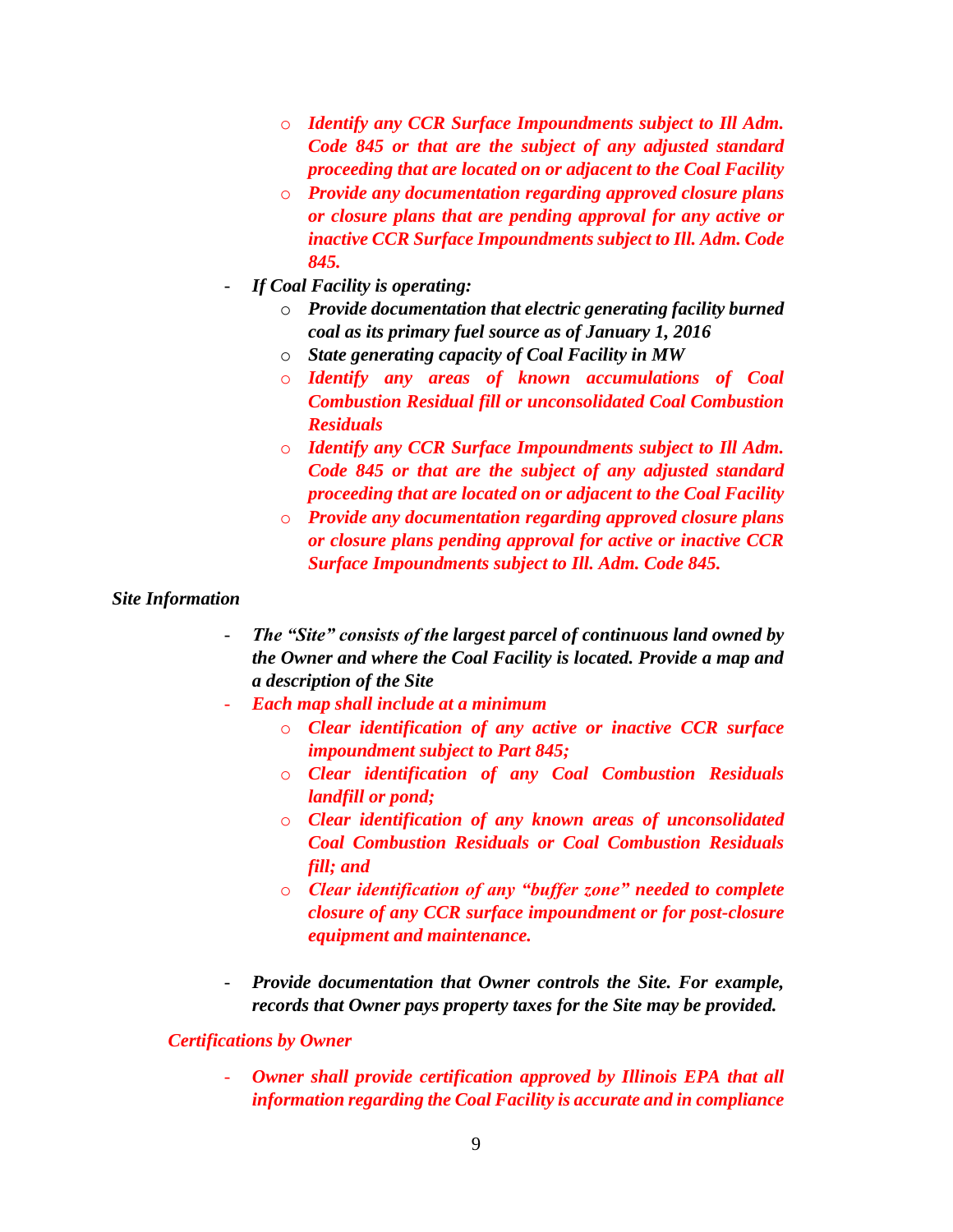- ***Identify any CCR Surface Impoundments subject to Ill Adm. Code 845 or that are the subject of any adjusted standard proceeding that are located on or adjacent to the Coal Facility***
    - ***Provide any documentation regarding approved closure plans or closure plans that are pending approval for any active or inactive CCR Surface Impoundments subject to Ill. Adm. Code 845.***
- ***If Coal Facility is operating:***
    - ***Provide documentation that electric generating facility burned coal as its primary fuel source as of January 1, 2016***
    - ***State generating capacity of Coal Facility in MW***
    - ***Identify any areas of known accumulations of Coal Combustion Residual fill or unconsolidated Coal Combustion Residuals***
    - ***Identify any CCR Surface Impoundments subject to Ill Adm. Code 845 or that are the subject of any adjusted standard proceeding that are located on or adjacent to the Coal Facility***
    - ***Provide any documentation regarding approved closure plans or closure plans pending approval for active or inactive CCR Surface Impoundments subject to Ill. Adm. Code 845.***

***Site Information***

- ***The "Site" consists of the largest parcel of continuous land owned by the Owner and where the Coal Facility is located. Provide a map and a description of the Site***
- ***Each map shall include at a minimum***
    - ***Clear identification of any active or inactive CCR surface impoundment subject to Part 845;***
    - ***Clear identification of any Coal Combustion Residuals landfill or pond;***
    - ***Clear identification of any known areas of unconsolidated Coal Combustion Residuals or Coal Combustion Residuals fill; and***
    - ***Clear identification of any "buffer zone" needed to complete closure of any CCR surface impoundment or for post-closure equipment and maintenance.***

- ***Provide documentation that Owner controls the Site. For example, records that Owner pays property taxes for the Site may be provided.***

***Certifications by Owner***

- ***Owner shall provide certification approved by Illinois EPA that all information regarding the Coal Facility is accurate and in compliance***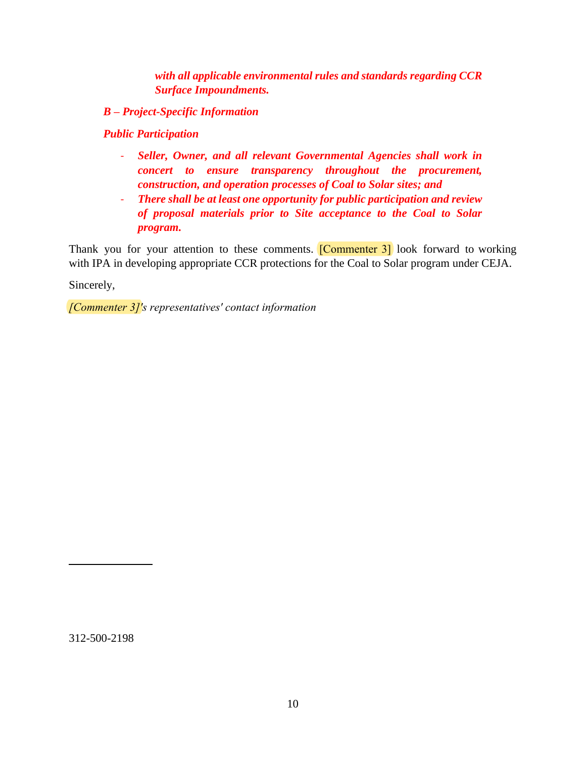***with all applicable environmental rules and standards regarding CCR Surface Impoundments.***

***B – Project-Specific Information***

***Public Participation***

- ***Seller, Owner, and all relevant Governmental Agencies shall work in concert to ensure transparency throughout the procurement, construction, and operation processes of Coal to Solar sites; and***
- ***There shall be at least one opportunity for public participation and review of proposal materials prior to Site acceptance to the Coal to Solar program.***

Thank you for your attention to these comments. [Commenter 3] look forward to working with IPA in developing appropriate CCR protections for the Coal to Solar program under CEJA.

Sincerely,

*[Commenter 3]'s representatives' contact information*

---

312-500-2198